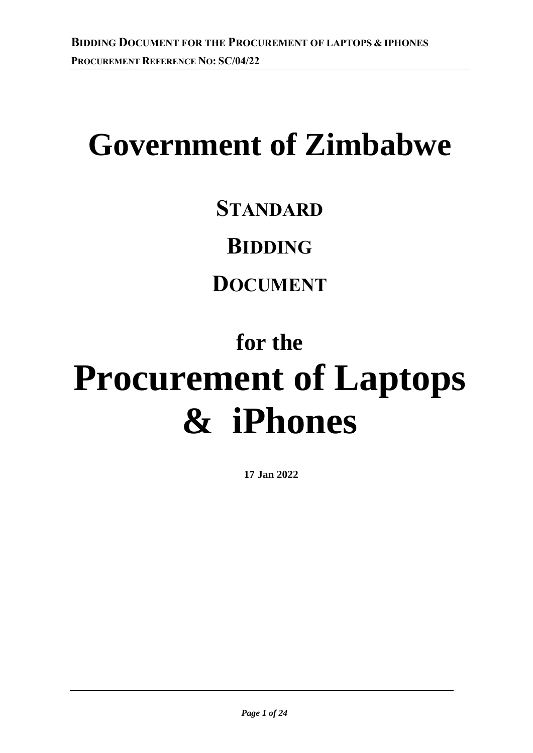# Government of Zimbabwe

## STANDARD

## BIDDING

## DOCUMENT

## for the

# Procurement of Laptops & iPhones

**17 Jan 2022**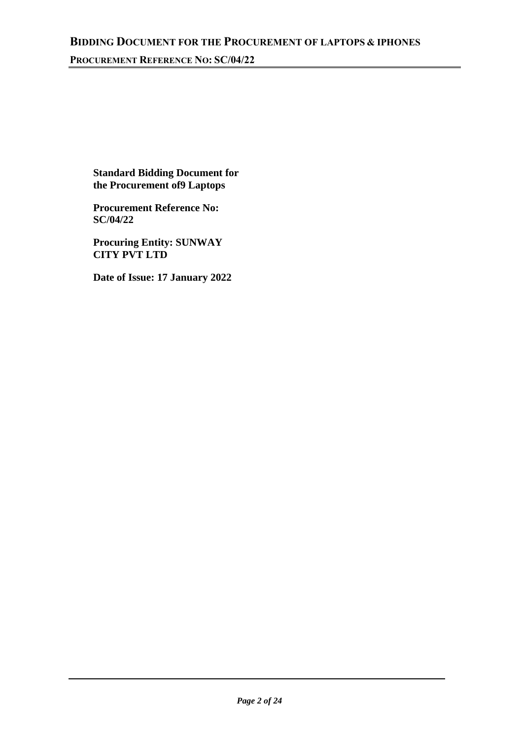**Standard Bidding Document for the Procurement of9 Laptops**

**Procurement Reference No: SC/04/22**

**Procuring Entity: SUNWAY CITY PVT LTD**

**Date of Issue: 17 January 2022**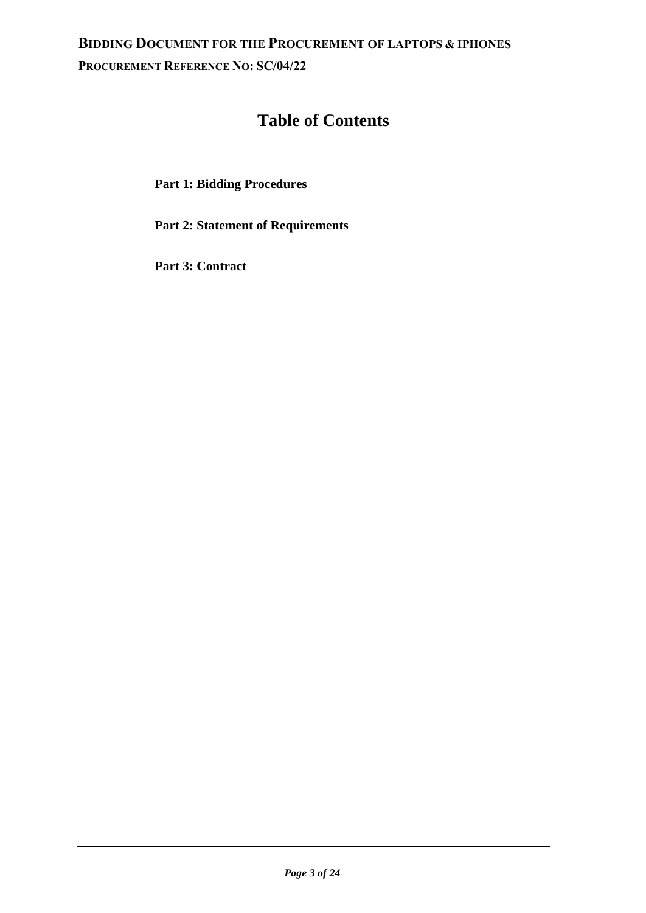# Table of Contents

**Part 1: Bidding Procedures**

**Part 2: Statement of Requirements**

**Part 3: Contract**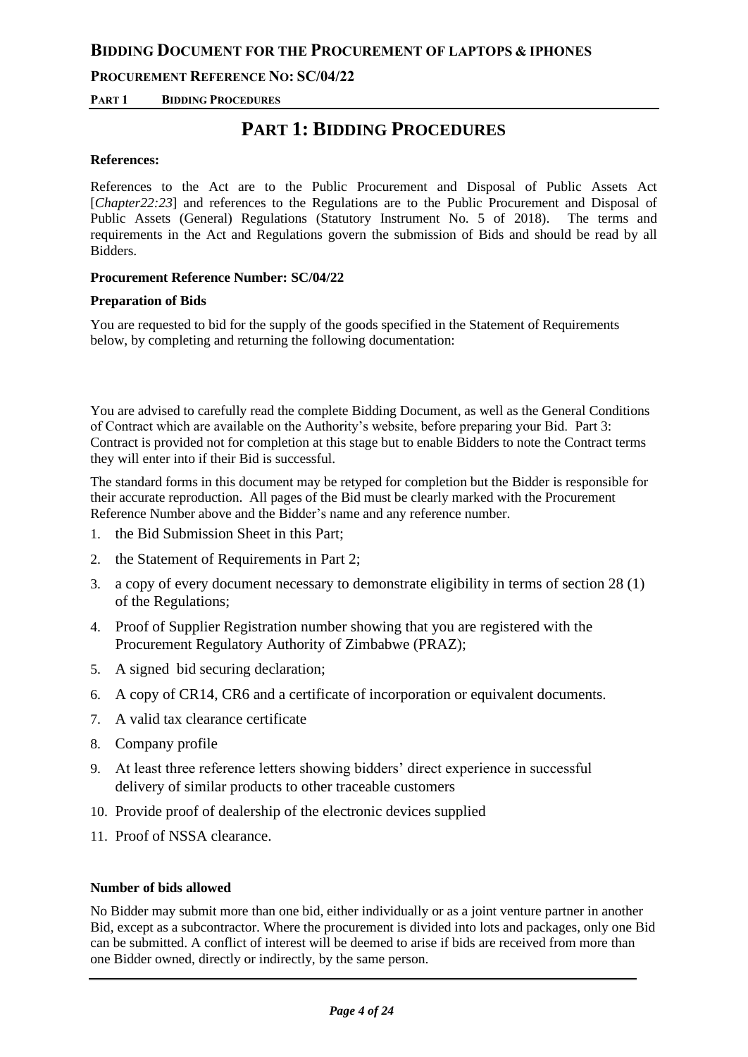# PART 1: BIDDING PROCEDURES

**References:**

References to the Act are to the Public Procurement and Disposal of Public Assets Act [*Chapter22:23*] and references to the Regulations are to the Public Procurement and Disposal of Public Assets (General) Regulations (Statutory Instrument No. 5 of 2018). The terms and requirements in the Act and Regulations govern the submission of Bids and should be read by all Bidders.

**Procurement Reference Number: SC/04/22**

**Preparation of Bids**

You are requested to bid for the supply of the goods specified in the Statement of Requirements below, by completing and returning the following documentation:

You are advised to carefully read the complete Bidding Document, as well as the General Conditions of Contract which are available on the Authority's website, before preparing your Bid. Part 3: Contract is provided not for completion at this stage but to enable Bidders to note the Contract terms they will enter into if their Bid is successful.

The standard forms in this document may be retyped for completion but the Bidder is responsible for their accurate reproduction. All pages of the Bid must be clearly marked with the Procurement Reference Number above and the Bidder's name and any reference number.

1. the Bid Submission Sheet in this Part;
2. the Statement of Requirements in Part 2;
3. a copy of every document necessary to demonstrate eligibility in terms of section 28 (1) of the Regulations;
4. Proof of Supplier Registration number showing that you are registered with the Procurement Regulatory Authority of Zimbabwe (PRAZ);
5. A signed bid securing declaration;
6. A copy of CR14, CR6 and a certificate of incorporation or equivalent documents.
7. A valid tax clearance certificate
8. Company profile
9. At least three reference letters showing bidders' direct experience in successful delivery of similar products to other traceable customers
10. Provide proof of dealership of the electronic devices supplied
11. Proof of NSSA clearance.

**Number of bids allowed**

No Bidder may submit more than one bid, either individually or as a joint venture partner in another Bid, except as a subcontractor. Where the procurement is divided into lots and packages, only one Bid can be submitted. A conflict of interest will be deemed to arise if bids are received from more than one Bidder owned, directly or indirectly, by the same person.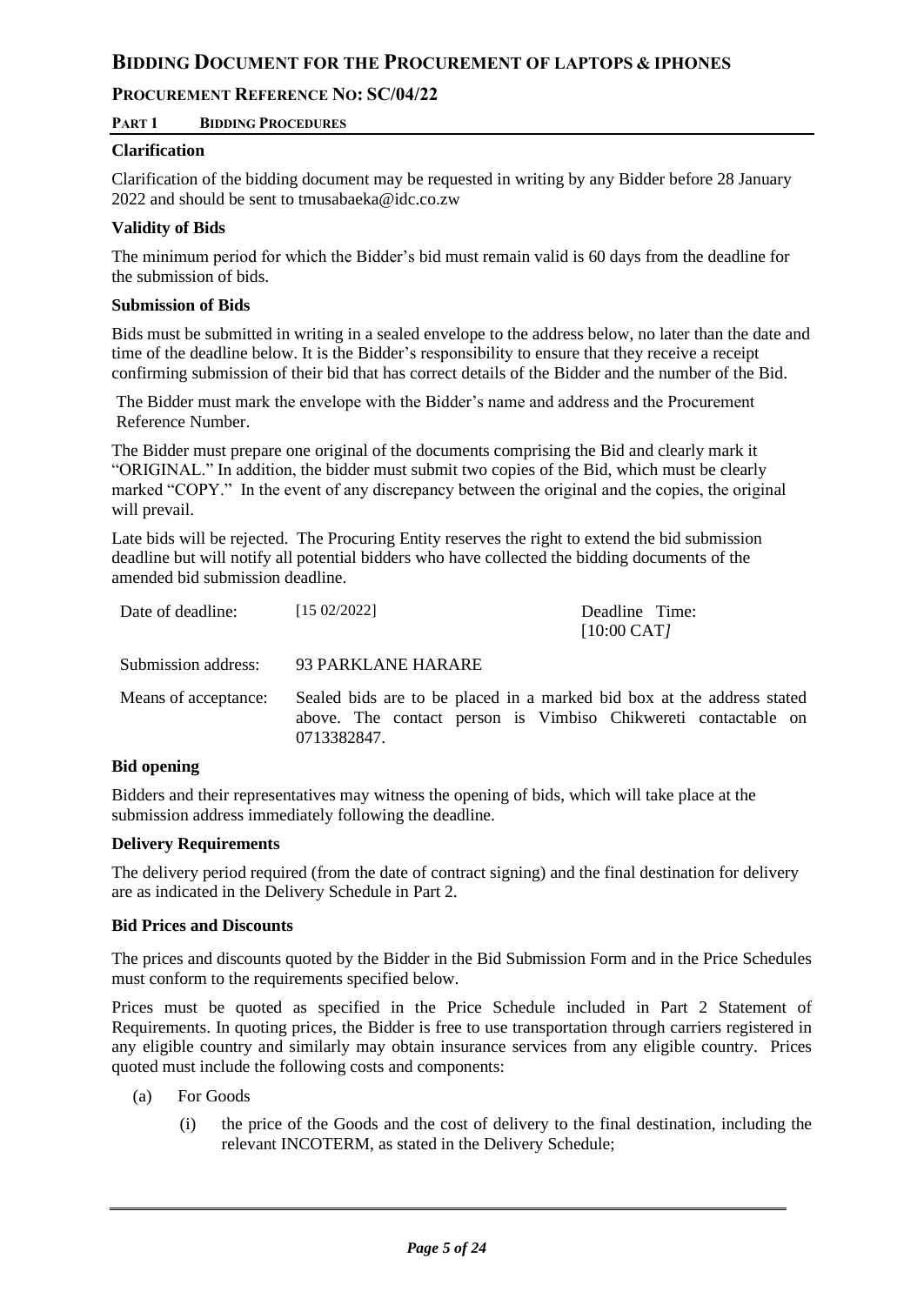# Bidding Document for the Procurement of Laptops & iPhones

## Procurement Reference No: SC/04/22

**Part 1 Bidding Procedures**

### Clarification

Clarification of the bidding document may be requested in writing by any Bidder before 28 January 2022 and should be sent to tmusabaeka@idc.co.zw

### Validity of Bids

The minimum period for which the Bidder's bid must remain valid is 60 days from the deadline for the submission of bids.

### Submission of Bids

Bids must be submitted in writing in a sealed envelope to the address below, no later than the date and time of the deadline below. It is the Bidder's responsibility to ensure that they receive a receipt confirming submission of their bid that has correct details of the Bidder and the number of the Bid.

The Bidder must mark the envelope with the Bidder's name and address and the Procurement Reference Number.

The Bidder must prepare one original of the documents comprising the Bid and clearly mark it "ORIGINAL." In addition, the bidder must submit two copies of the Bid, which must be clearly marked "COPY." In the event of any discrepancy between the original and the copies, the original will prevail.

Late bids will be rejected. The Procuring Entity reserves the right to extend the bid submission deadline but will notify all potential bidders who have collected the bidding documents of the amended bid submission deadline.

| | | |
|---|---|---|
| Date of deadline: | [15 02/2022] | Deadline Time: [10:00 CAT] |
| Submission address: | 93 PARKLANE HARARE | |
| Means of acceptance: | Sealed bids are to be placed in a marked bid box at the address stated above. The contact person is Vimbiso Chikwereti contactable on 0713382847. | |

### Bid opening

Bidders and their representatives may witness the opening of bids, which will take place at the submission address immediately following the deadline.

### Delivery Requirements

The delivery period required (from the date of contract signing) and the final destination for delivery are as indicated in the Delivery Schedule in Part 2.

### Bid Prices and Discounts

The prices and discounts quoted by the Bidder in the Bid Submission Form and in the Price Schedules must conform to the requirements specified below.

Prices must be quoted as specified in the Price Schedule included in Part 2 Statement of Requirements. In quoting prices, the Bidder is free to use transportation through carriers registered in any eligible country and similarly may obtain insurance services from any eligible country. Prices quoted must include the following costs and components:

(a) For Goods

(i) the price of the Goods and the cost of delivery to the final destination, including the relevant INCOTERM, as stated in the Delivery Schedule;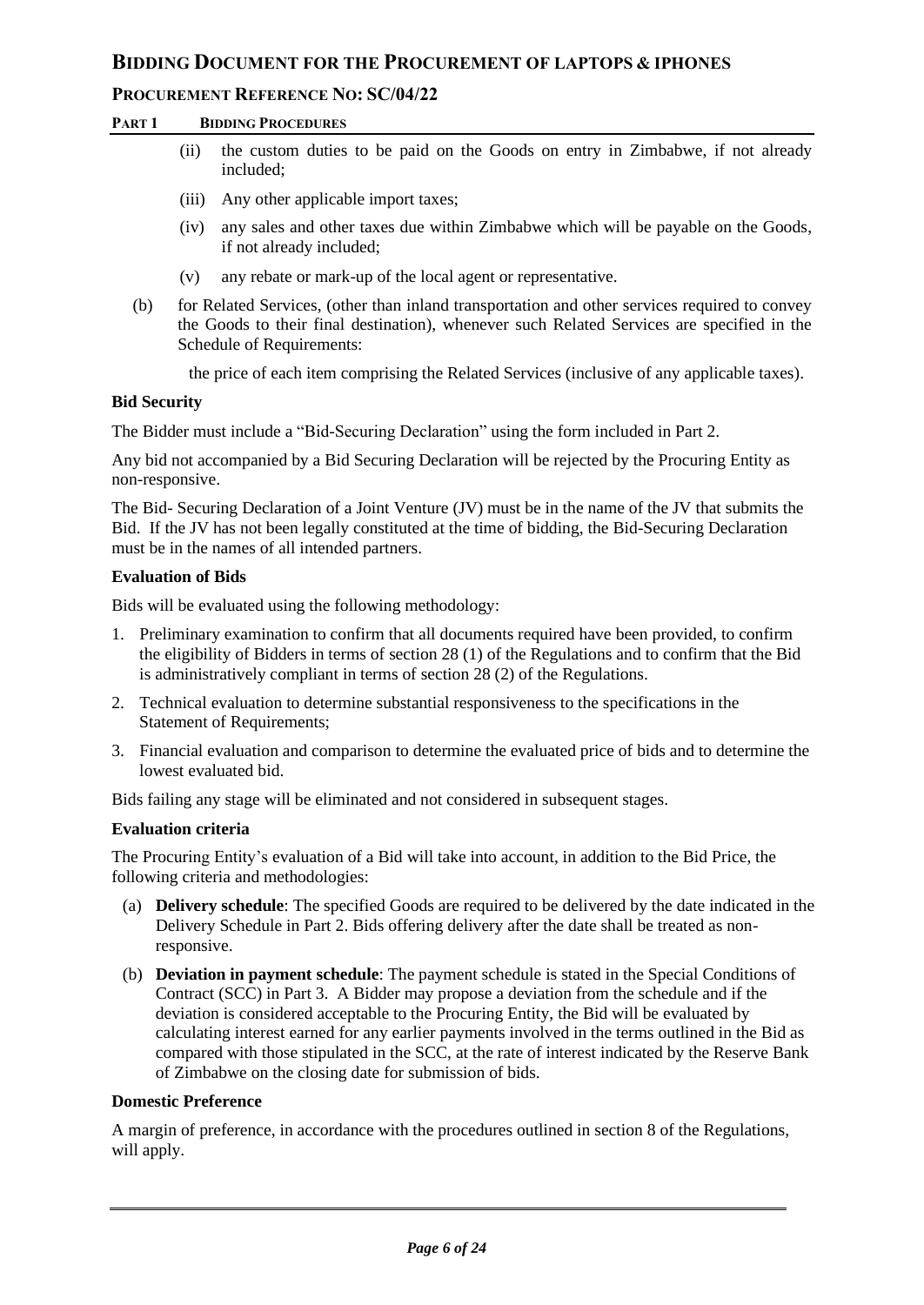(ii) the custom duties to be paid on the Goods on entry in Zimbabwe, if not already included;

(iii) Any other applicable import taxes;

(iv) any sales and other taxes due within Zimbabwe which will be payable on the Goods, if not already included;

(v) any rebate or mark-up of the local agent or representative.

(b) for Related Services, (other than inland transportation and other services required to convey the Goods to their final destination), whenever such Related Services are specified in the Schedule of Requirements:

the price of each item comprising the Related Services (inclusive of any applicable taxes).

**Bid Security**

The Bidder must include a "Bid-Securing Declaration" using the form included in Part 2.

Any bid not accompanied by a Bid Securing Declaration will be rejected by the Procuring Entity as non-responsive.

The Bid- Securing Declaration of a Joint Venture (JV) must be in the name of the JV that submits the Bid. If the JV has not been legally constituted at the time of bidding, the Bid-Securing Declaration must be in the names of all intended partners.

**Evaluation of Bids**

Bids will be evaluated using the following methodology:

1. Preliminary examination to confirm that all documents required have been provided, to confirm the eligibility of Bidders in terms of section 28 (1) of the Regulations and to confirm that the Bid is administratively compliant in terms of section 28 (2) of the Regulations.
2. Technical evaluation to determine substantial responsiveness to the specifications in the Statement of Requirements;
3. Financial evaluation and comparison to determine the evaluated price of bids and to determine the lowest evaluated bid.

Bids failing any stage will be eliminated and not considered in subsequent stages.

**Evaluation criteria**

The Procuring Entity's evaluation of a Bid will take into account, in addition to the Bid Price, the following criteria and methodologies:

(a) **Delivery schedule**: The specified Goods are required to be delivered by the date indicated in the Delivery Schedule in Part 2. Bids offering delivery after the date shall be treated as non-responsive.

(b) **Deviation in payment schedule**: The payment schedule is stated in the Special Conditions of Contract (SCC) in Part 3. A Bidder may propose a deviation from the schedule and if the deviation is considered acceptable to the Procuring Entity, the Bid will be evaluated by calculating interest earned for any earlier payments involved in the terms outlined in the Bid as compared with those stipulated in the SCC, at the rate of interest indicated by the Reserve Bank of Zimbabwe on the closing date for submission of bids.

**Domestic Preference**

A margin of preference, in accordance with the procedures outlined in section 8 of the Regulations, will apply.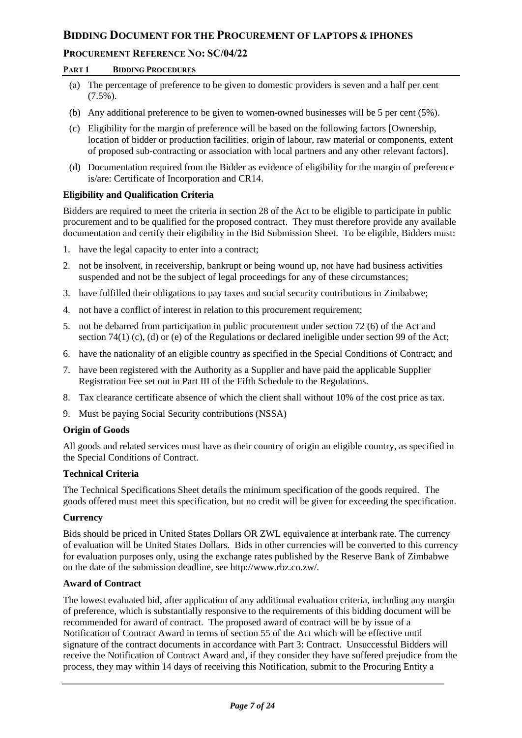(a) The percentage of preference to be given to domestic providers is seven and a half per cent (7.5%).

(b) Any additional preference to be given to women-owned businesses will be 5 per cent (5%).

(c) Eligibility for the margin of preference will be based on the following factors [Ownership, location of bidder or production facilities, origin of labour, raw material or components, extent of proposed sub-contracting or association with local partners and any other relevant factors].

(d) Documentation required from the Bidder as evidence of eligibility for the margin of preference is/are: Certificate of Incorporation and CR14.

**Eligibility and Qualification Criteria**

Bidders are required to meet the criteria in section 28 of the Act to be eligible to participate in public procurement and to be qualified for the proposed contract. They must therefore provide any available documentation and certify their eligibility in the Bid Submission Sheet. To be eligible, Bidders must:

1. have the legal capacity to enter into a contract;
2. not be insolvent, in receivership, bankrupt or being wound up, not have had business activities suspended and not be the subject of legal proceedings for any of these circumstances;
3. have fulfilled their obligations to pay taxes and social security contributions in Zimbabwe;
4. not have a conflict of interest in relation to this procurement requirement;
5. not be debarred from participation in public procurement under section 72 (6) of the Act and section 74(1) (c), (d) or (e) of the Regulations or declared ineligible under section 99 of the Act;
6. have the nationality of an eligible country as specified in the Special Conditions of Contract; and
7. have been registered with the Authority as a Supplier and have paid the applicable Supplier Registration Fee set out in Part III of the Fifth Schedule to the Regulations.
8. Tax clearance certificate absence of which the client shall without 10% of the cost price as tax.
9. Must be paying Social Security contributions (NSSA)

**Origin of Goods**

All goods and related services must have as their country of origin an eligible country, as specified in the Special Conditions of Contract.

**Technical Criteria**

The Technical Specifications Sheet details the minimum specification of the goods required. The goods offered must meet this specification, but no credit will be given for exceeding the specification.

**Currency**

Bids should be priced in United States Dollars OR ZWL equivalence at interbank rate. The currency of evaluation will be United States Dollars. Bids in other currencies will be converted to this currency for evaluation purposes only, using the exchange rates published by the Reserve Bank of Zimbabwe on the date of the submission deadline, see http://www.rbz.co.zw/.

**Award of Contract**

The lowest evaluated bid, after application of any additional evaluation criteria, including any margin of preference, which is substantially responsive to the requirements of this bidding document will be recommended for award of contract. The proposed award of contract will be by issue of a Notification of Contract Award in terms of section 55 of the Act which will be effective until signature of the contract documents in accordance with Part 3: Contract. Unsuccessful Bidders will receive the Notification of Contract Award and, if they consider they have suffered prejudice from the process, they may within 14 days of receiving this Notification, submit to the Procuring Entity a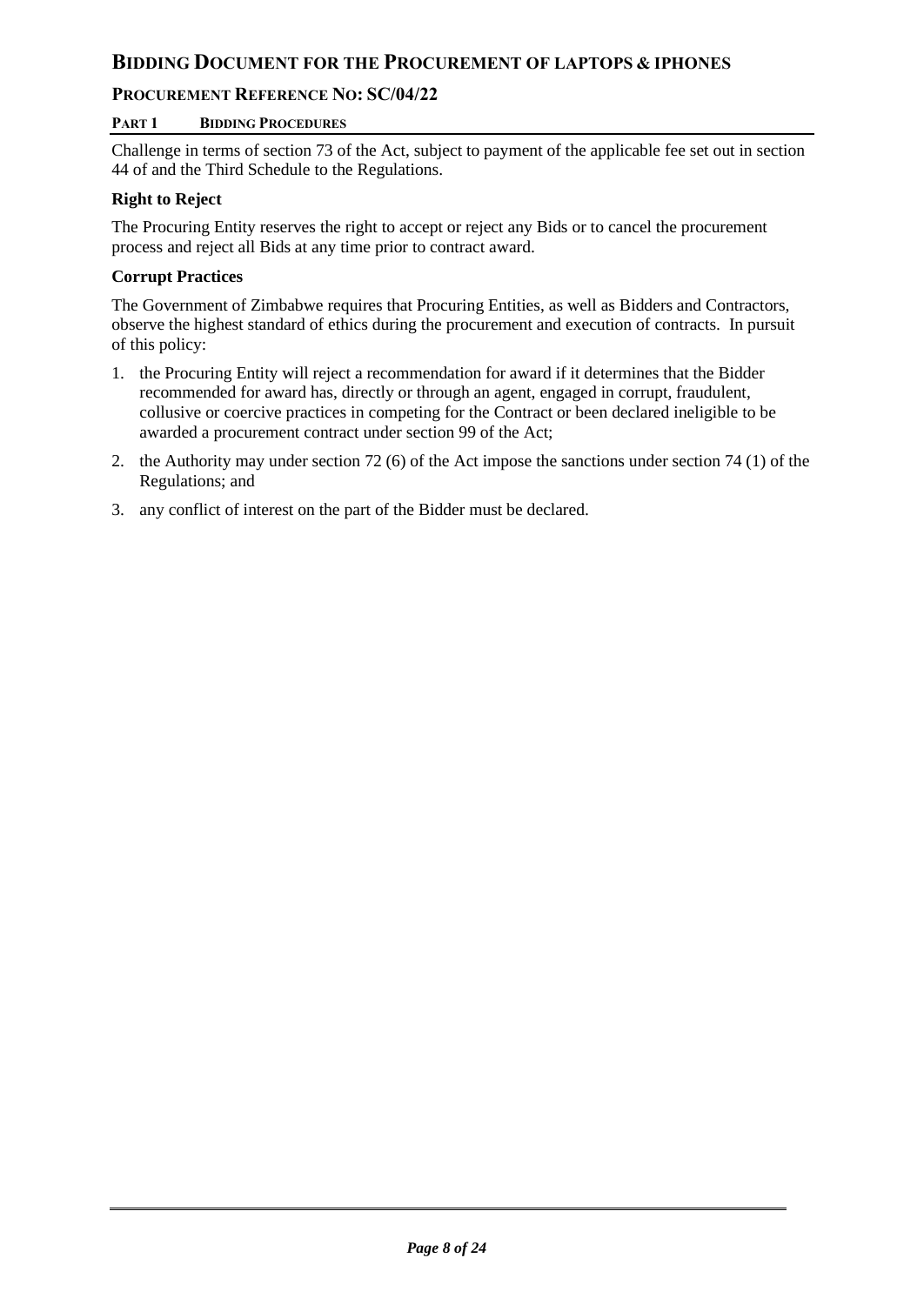Challenge in terms of section 73 of the Act, subject to payment of the applicable fee set out in section 44 of and the Third Schedule to the Regulations.

**Right to Reject**

The Procuring Entity reserves the right to accept or reject any Bids or to cancel the procurement process and reject all Bids at any time prior to contract award.

**Corrupt Practices**

The Government of Zimbabwe requires that Procuring Entities, as well as Bidders and Contractors, observe the highest standard of ethics during the procurement and execution of contracts. In pursuit of this policy:

1. the Procuring Entity will reject a recommendation for award if it determines that the Bidder recommended for award has, directly or through an agent, engaged in corrupt, fraudulent, collusive or coercive practices in competing for the Contract or been declared ineligible to be awarded a procurement contract under section 99 of the Act;
2. the Authority may under section 72 (6) of the Act impose the sanctions under section 74 (1) of the Regulations; and
3. any conflict of interest on the part of the Bidder must be declared.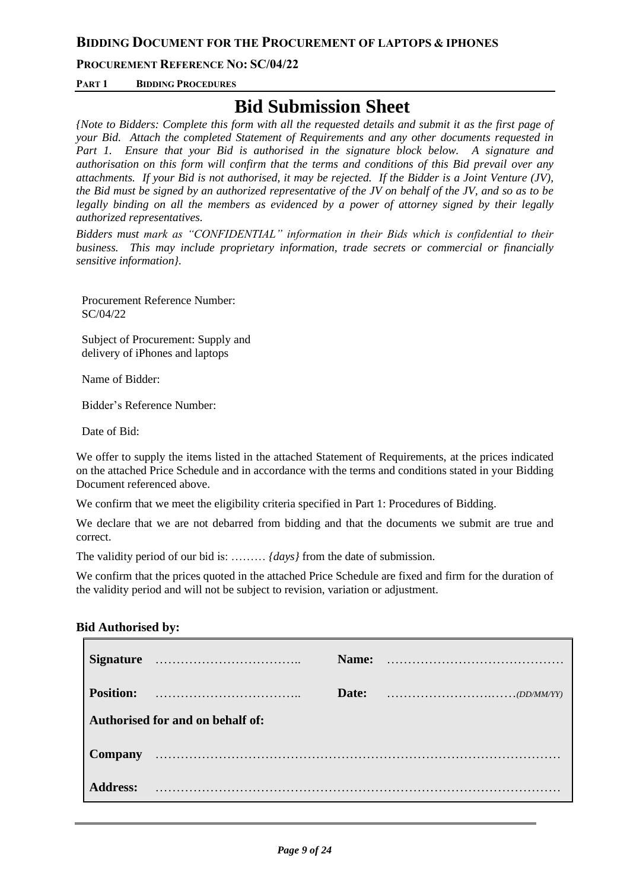**BIDDING DOCUMENT FOR THE PROCUREMENT OF LAPTOPS & IPHONES**

**PROCUREMENT REFERENCE NO: SC/04/22**

**PART 1 BIDDING PROCEDURES**

# Bid Submission Sheet

*{Note to Bidders: Complete this form with all the requested details and submit it as the first page of your Bid. Attach the completed Statement of Requirements and any other documents requested in Part 1. Ensure that your Bid is authorised in the signature block below. A signature and authorisation on this form will confirm that the terms and conditions of this Bid prevail over any attachments. If your Bid is not authorised, it may be rejected. If the Bidder is a Joint Venture (JV), the Bid must be signed by an authorized representative of the JV on behalf of the JV, and so as to be legally binding on all the members as evidenced by a power of attorney signed by their legally authorized representatives.*

*Bidders must mark as "CONFIDENTIAL" information in their Bids which is confidential to their business. This may include proprietary information, trade secrets or commercial or financially sensitive information}.*

Procurement Reference Number: SC/04/22

Subject of Procurement: Supply and delivery of iPhones and laptops

Name of Bidder:

Bidder's Reference Number:

Date of Bid:

We offer to supply the items listed in the attached Statement of Requirements, at the prices indicated on the attached Price Schedule and in accordance with the terms and conditions stated in your Bidding Document referenced above.

We confirm that we meet the eligibility criteria specified in Part 1: Procedures of Bidding.

We declare that we are not debarred from bidding and that the documents we submit are true and correct.

The validity period of our bid is: ……… *{days}* from the date of submission.

We confirm that the prices quoted in the attached Price Schedule are fixed and firm for the duration of the validity period and will not be subject to revision, variation or adjustment.

**Bid Authorised by:**

| | | | |
|---|---|---|---|
| **Signature** | …………………………….. | **Name:** | …………………………………… |
| **Position:** | …………………………….. | **Date:** | ………………………..……*(DD/MM/YY)* |
| **Authorised for and on behalf of:** | | | |
| **Company** | …………………………………………………………………………… | | |
| **Address:** | …………………………………………………………………………… | | |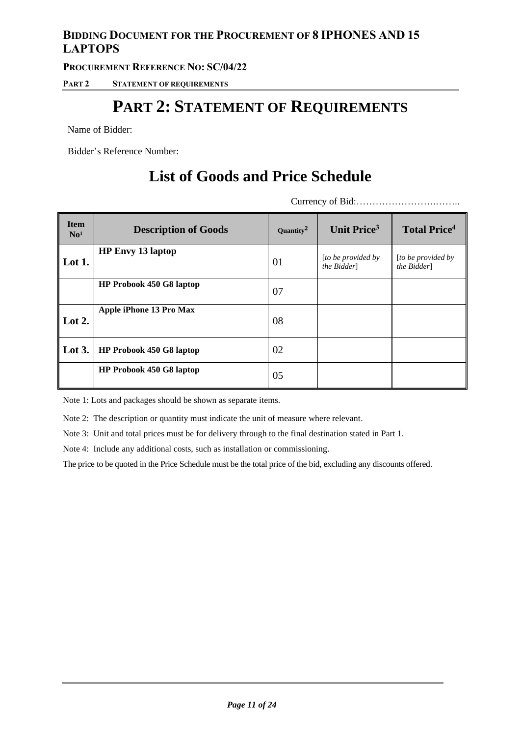# PART 2: STATEMENT OF REQUIREMENTS

Name of Bidder:

Bidder's Reference Number:

## List of Goods and Price Schedule

Currency of Bid:……………………….……..

| Item No[1] | Description of Goods | Quantity[2] | Unit Price[3] | Total Price[4] |
|---|---|---|---|---|
| **Lot 1.** | **HP Envy 13 laptop** | 01 | [*to be provided by the Bidder*] | [*to be provided by the Bidder*] |
| | **HP Probook 450 G8 laptop** | 07 | | |
| **Lot 2.** | **Apple iPhone 13 Pro Max** | 08 | | |
| **Lot 3.** | **HP Probook 450 G8 laptop** | 02 | | |
| | **HP Probook 450 G8 laptop** | 05 | | |

Note 1: Lots and packages should be shown as separate items.

Note 2: The description or quantity must indicate the unit of measure where relevant.

Note 3: Unit and total prices must be for delivery through to the final destination stated in Part 1.

Note 4: Include any additional costs, such as installation or commissioning.

The price to be quoted in the Price Schedule must be the total price of the bid, excluding any discounts offered.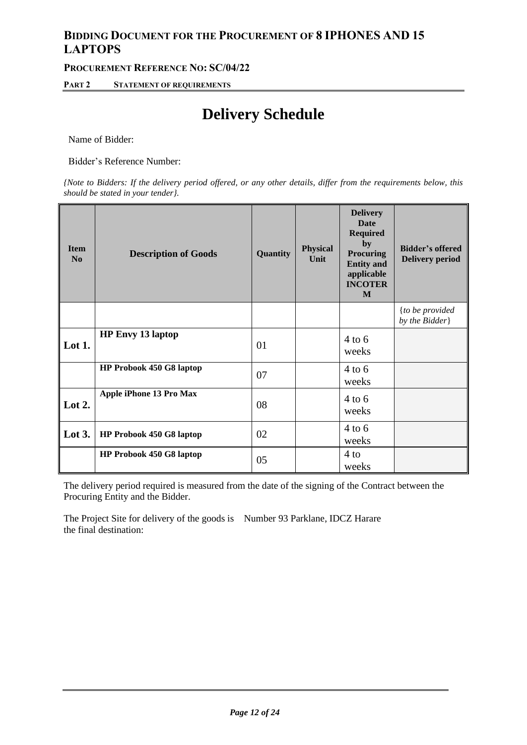# Delivery Schedule

Name of Bidder:

Bidder's Reference Number:

*{Note to Bidders: If the delivery period offered, or any other details, differ from the requirements below, this should be stated in your tender}.*

| Item No | Description of Goods | Quantity | Physical Unit | Delivery Date Required by Procuring Entity and applicable INCOTERM | Bidder's offered Delivery period |
|---|---|---|---|---|---|
| | | | | | *{to be provided by the Bidder}* |
| **Lot 1.** | **HP Envy 13 laptop** | 01 | | 4 to 6 weeks | |
| | **HP Probook 450 G8 laptop** | 07 | | 4 to 6 weeks | |
| **Lot 2.** | **Apple iPhone 13 Pro Max** | 08 | | 4 to 6 weeks | |
| **Lot 3.** | **HP Probook 450 G8 laptop** | 02 | | 4 to 6 weeks | |
| | **HP Probook 450 G8 laptop** | 05 | | 4 to weeks | |

The delivery period required is measured from the date of the signing of the Contract between the Procuring Entity and the Bidder.

The Project Site for delivery of the goods is the final destination: Number 93 Parklane, IDCZ Harare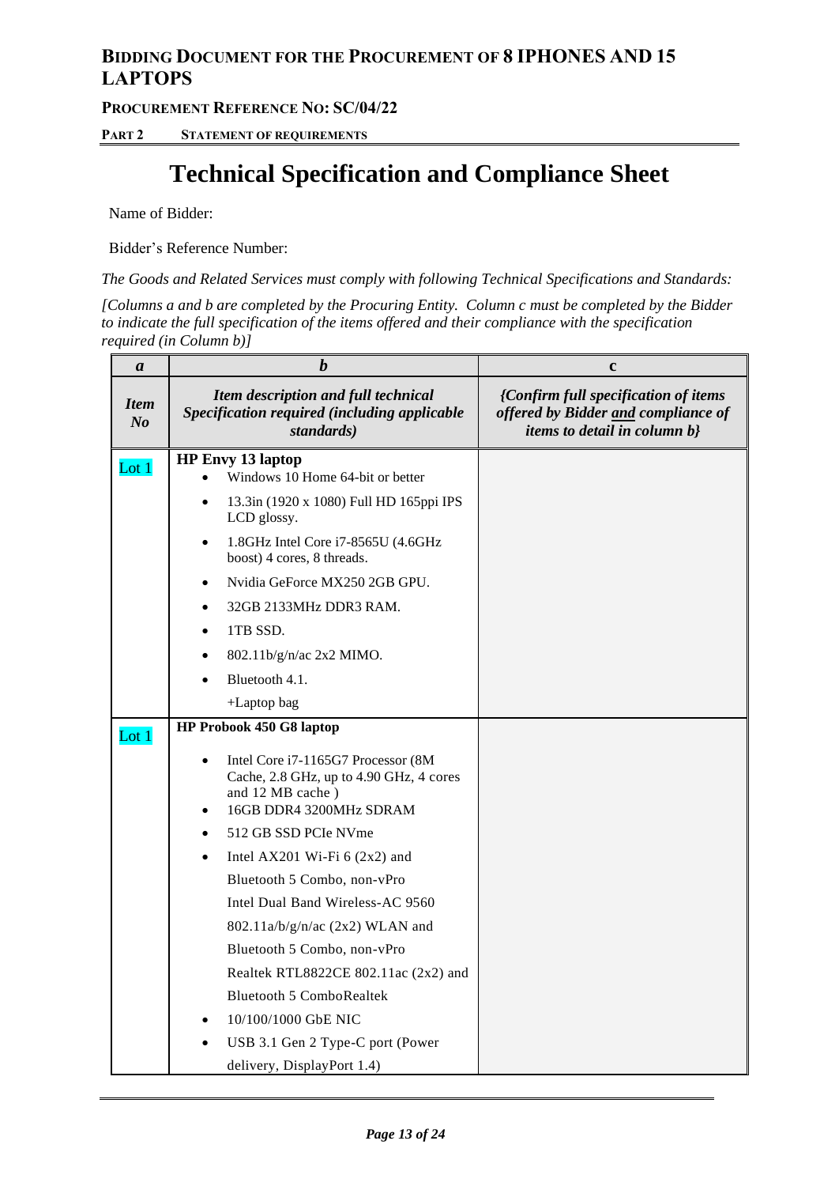## **Bidding Document for the Procurement of 8 IPHONES AND 15 LAPTOPS**

**Procurement Reference No: SC/04/22**

**Part 2 Statement of Requirements**

# Technical Specification and Compliance Sheet

Name of Bidder:

Bidder's Reference Number:

*The Goods and Related Services must comply with following Technical Specifications and Standards:*

*[Columns a and b are completed by the Procuring Entity. Column c must be completed by the Bidder to indicate the full specification of the items offered and their compliance with the specification required (in Column b)]*

| ***a*** | ***b*** | **c** |
|---|---|---|
| ***Item No*** | ***Item description and full technical Specification required (including applicable standards)*** | ***{Confirm full specification of items offered by Bidder and compliance of items to detail in column b}*** |
| Lot 1 | **HP Envy 13 laptop**<br>• Windows 10 Home 64-bit or better<br>• 13.3in (1920 x 1080) Full HD 165ppi IPS LCD glossy.<br>• 1.8GHz Intel Core i7-8565U (4.6GHz boost) 4 cores, 8 threads.<br>• Nvidia GeForce MX250 2GB GPU.<br>• 32GB 2133MHz DDR3 RAM.<br>• 1TB SSD.<br>• 802.11b/g/n/ac 2x2 MIMO.<br>• Bluetooth 4.1.<br>+Laptop bag | |
| Lot 1 | **HP Probook 450 G8 laptop**<br>• Intel Core i7-1165G7 Processor (8M Cache, 2.8 GHz, up to 4.90 GHz, 4 cores and 12 MB cache )<br>• 16GB DDR4 3200MHz SDRAM<br>• 512 GB SSD PCIe NVme<br>• Intel AX201 Wi-Fi 6 (2x2) and Bluetooth 5 Combo, non-vPro Intel Dual Band Wireless-AC 9560 802.11a/b/g/n/ac (2x2) WLAN and Bluetooth 5 Combo, non-vPro Realtek RTL8822CE 802.11ac (2x2) and Bluetooth 5 ComboRealtek<br>• 10/100/1000 GbE NIC<br>• USB 3.1 Gen 2 Type-C port (Power delivery, DisplayPort 1.4) | |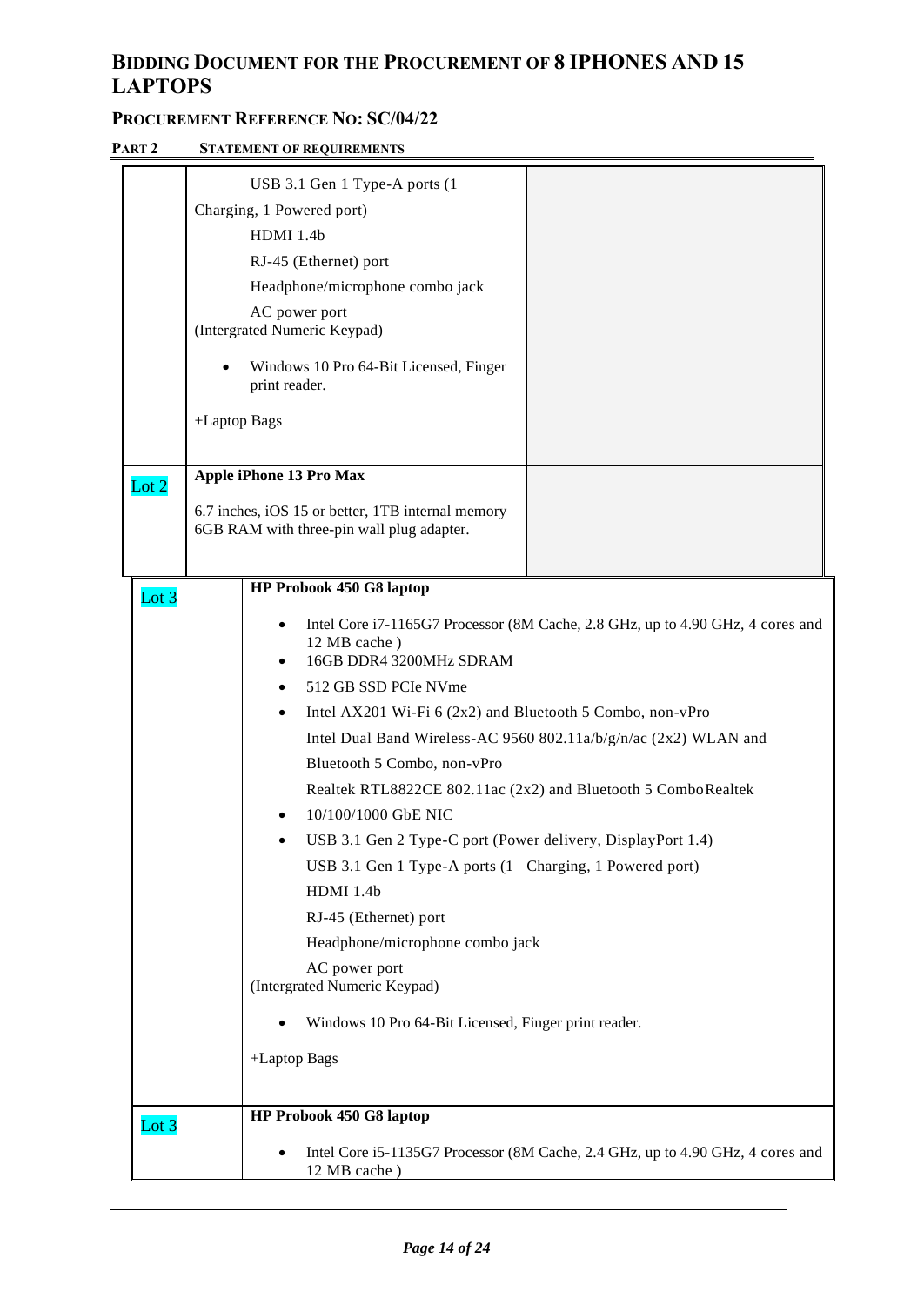# BIDDING DOCUMENT FOR THE PROCUREMENT OF 8 IPHONES AND 15 LAPTOPS

## PROCUREMENT REFERENCE NO: SC/04/22

**PART 2 STATEMENT OF REQUIREMENTS**

| | | |
|---|---|---|
| | USB 3.1 Gen 1 Type-A ports (1 Charging, 1 Powered port)<br>HDMI 1.4b<br>RJ-45 (Ethernet) port<br>Headphone/microphone combo jack<br>AC power port<br>(Intergrated Numeric Keypad)<br>• Windows 10 Pro 64-Bit Licensed, Finger print reader.<br>+Laptop Bags | |
| Lot 2 | **Apple iPhone 13 Pro Max**<br>6.7 inches, iOS 15 or better, 1TB internal memory 6GB RAM with three-pin wall plug adapter. | |
| Lot 3 | **HP Probook 450 G8 laptop**<br>• Intel Core i7-1165G7 Processor (8M Cache, 2.8 GHz, up to 4.90 GHz, 4 cores and 12 MB cache )<br>• 16GB DDR4 3200MHz SDRAM<br>• 512 GB SSD PCIe NVme<br>• Intel AX201 Wi-Fi 6 (2x2) and Bluetooth 5 Combo, non-vPro<br>Intel Dual Band Wireless-AC 9560 802.11a/b/g/n/ac (2x2) WLAN and Bluetooth 5 Combo, non-vPro<br>Realtek RTL8822CE 802.11ac (2x2) and Bluetooth 5 ComboRealtek<br>• 10/100/1000 GbE NIC<br>• USB 3.1 Gen 2 Type-C port (Power delivery, DisplayPort 1.4)<br>USB 3.1 Gen 1 Type-A ports (1 Charging, 1 Powered port)<br>HDMI 1.4b<br>RJ-45 (Ethernet) port<br>Headphone/microphone combo jack<br>AC power port<br>(Intergrated Numeric Keypad)<br>• Windows 10 Pro 64-Bit Licensed, Finger print reader.<br>+Laptop Bags | |
| Lot 3 | **HP Probook 450 G8 laptop**<br>• Intel Core i5-1135G7 Processor (8M Cache, 2.4 GHz, up to 4.90 GHz, 4 cores and 12 MB cache ) | |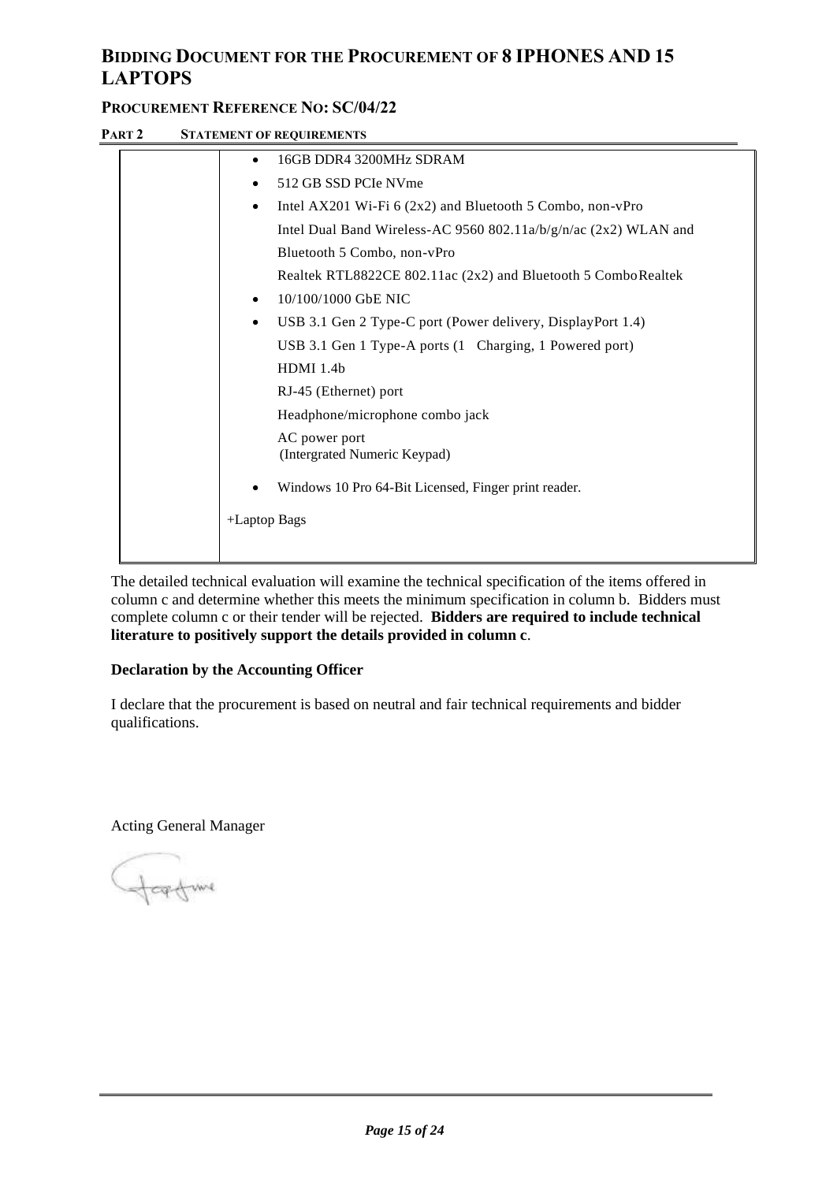# BIDDING DOCUMENT FOR THE PROCUREMENT OF 8 IPHONES AND 15 LAPTOPS

## PROCUREMENT REFERENCE NO: SC/04/22

**PART 2 STATEMENT OF REQUIREMENTS**

| | |
|---|---|
| | • 16GB DDR4 3200MHz SDRAM<br>• 512 GB SSD PCIe NVme<br>• Intel AX201 Wi-Fi 6 (2x2) and Bluetooth 5 Combo, non-vPro<br>Intel Dual Band Wireless-AC 9560 802.11a/b/g/n/ac (2x2) WLAN and Bluetooth 5 Combo, non-vPro<br>Realtek RTL8822CE 802.11ac (2x2) and Bluetooth 5 ComboRealtek<br>• 10/100/1000 GbE NIC<br>• USB 3.1 Gen 2 Type-C port (Power delivery, DisplayPort 1.4)<br>USB 3.1 Gen 1 Type-A ports (1 Charging, 1 Powered port)<br>HDMI 1.4b<br>RJ-45 (Ethernet) port<br>Headphone/microphone combo jack<br>AC power port<br>(Intergrated Numeric Keypad)<br>• Windows 10 Pro 64-Bit Licensed, Finger print reader.<br>+Laptop Bags |

The detailed technical evaluation will examine the technical specification of the items offered in column c and determine whether this meets the minimum specification in column b. Bidders must complete column c or their tender will be rejected. **Bidders are required to include technical literature to positively support the details provided in column c**.

**Declaration by the Accounting Officer**

I declare that the procurement is based on neutral and fair technical requirements and bidder qualifications.

Acting General Manager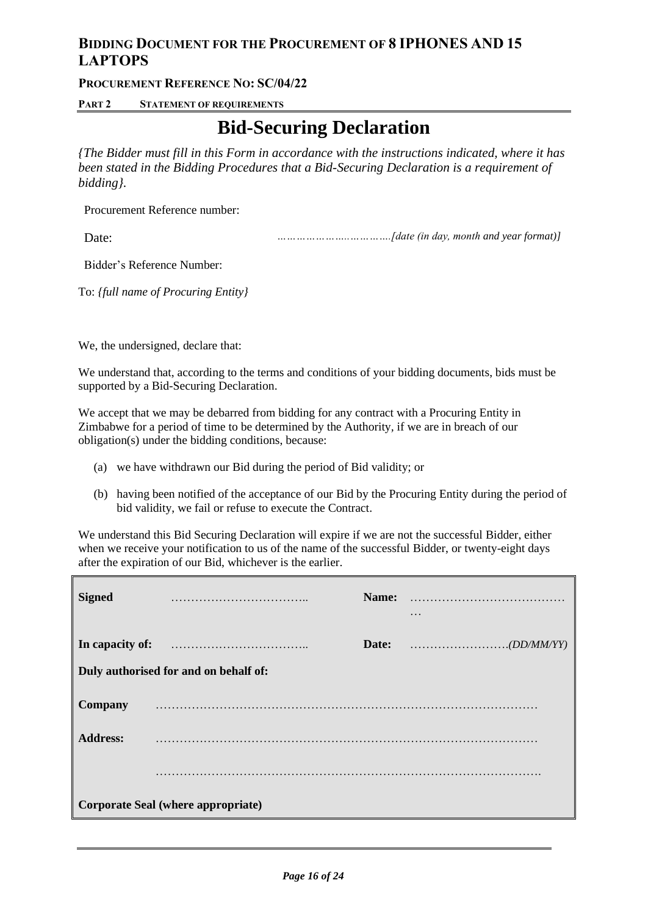# Bid-Securing Declaration

*{The Bidder must fill in this Form in accordance with the instructions indicated, where it has been stated in the Bidding Procedures that a Bid-Securing Declaration is a requirement of bidding}.*

Procurement Reference number:

Date: *……………………..…………[date (in day, month and year format)]*

Bidder's Reference Number:

To: *{full name of Procuring Entity}*

We, the undersigned, declare that:

We understand that, according to the terms and conditions of your bidding documents, bids must be supported by a Bid-Securing Declaration.

We accept that we may be debarred from bidding for any contract with a Procuring Entity in Zimbabwe for a period of time to be determined by the Authority, if we are in breach of our obligation(s) under the bidding conditions, because:

(a) we have withdrawn our Bid during the period of Bid validity; or

(b) having been notified of the acceptance of our Bid by the Procuring Entity during the period of bid validity, we fail or refuse to execute the Contract.

We understand this Bid Securing Declaration will expire if we are not the successful Bidder, either when we receive your notification to us of the name of the successful Bidder, or twenty-eight days after the expiration of our Bid, whichever is the earlier.

| **Signed** | …………………………….. | **Name:** | ………………………………… … |
|---|---|---|---|
| **In capacity of:** | …………………………….. | **Date:** | …………………….*(DD/MM/YY)* |
| **Duly authorised for and on behalf of:** | | | |
| **Company** | ……………………………………………………………………………… | | |
| **Address:** | ……………………………………………………………………………… | | |
| | ………………………………………………………………………………. | | |
| **Corporate Seal (where appropriate)** | | | |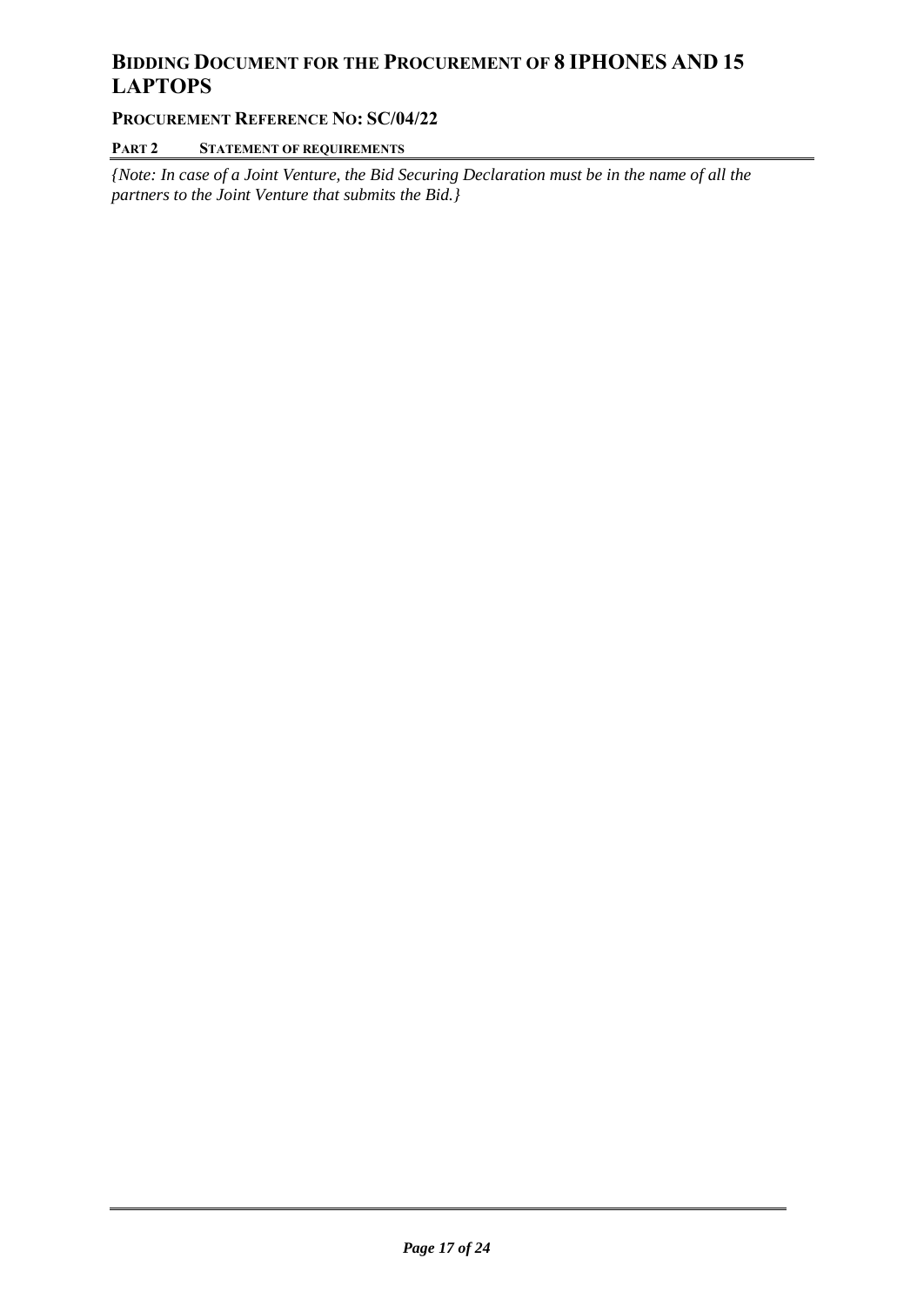*{Note: In case of a Joint Venture, the Bid Securing Declaration must be in the name of all the partners to the Joint Venture that submits the Bid.}*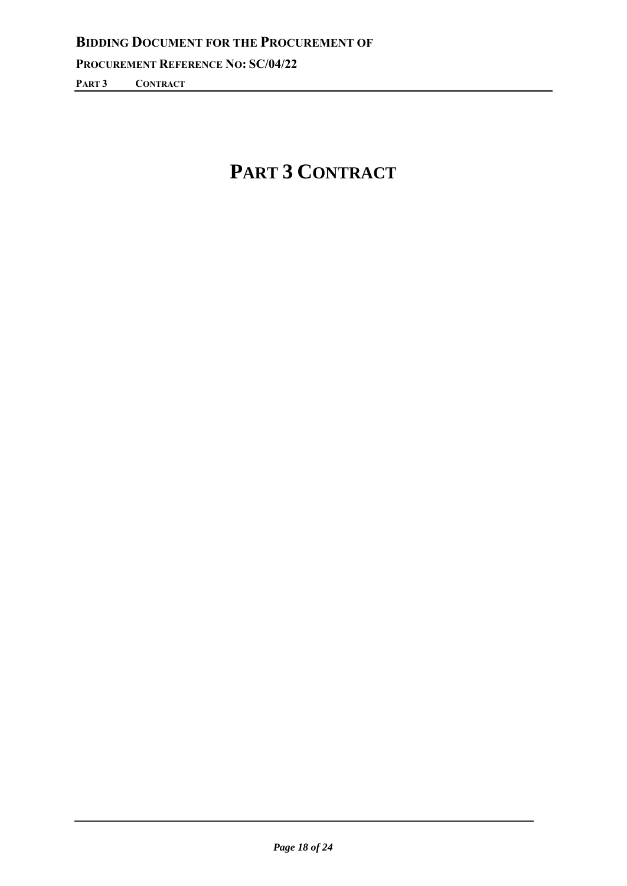# PART 3 CONTRACT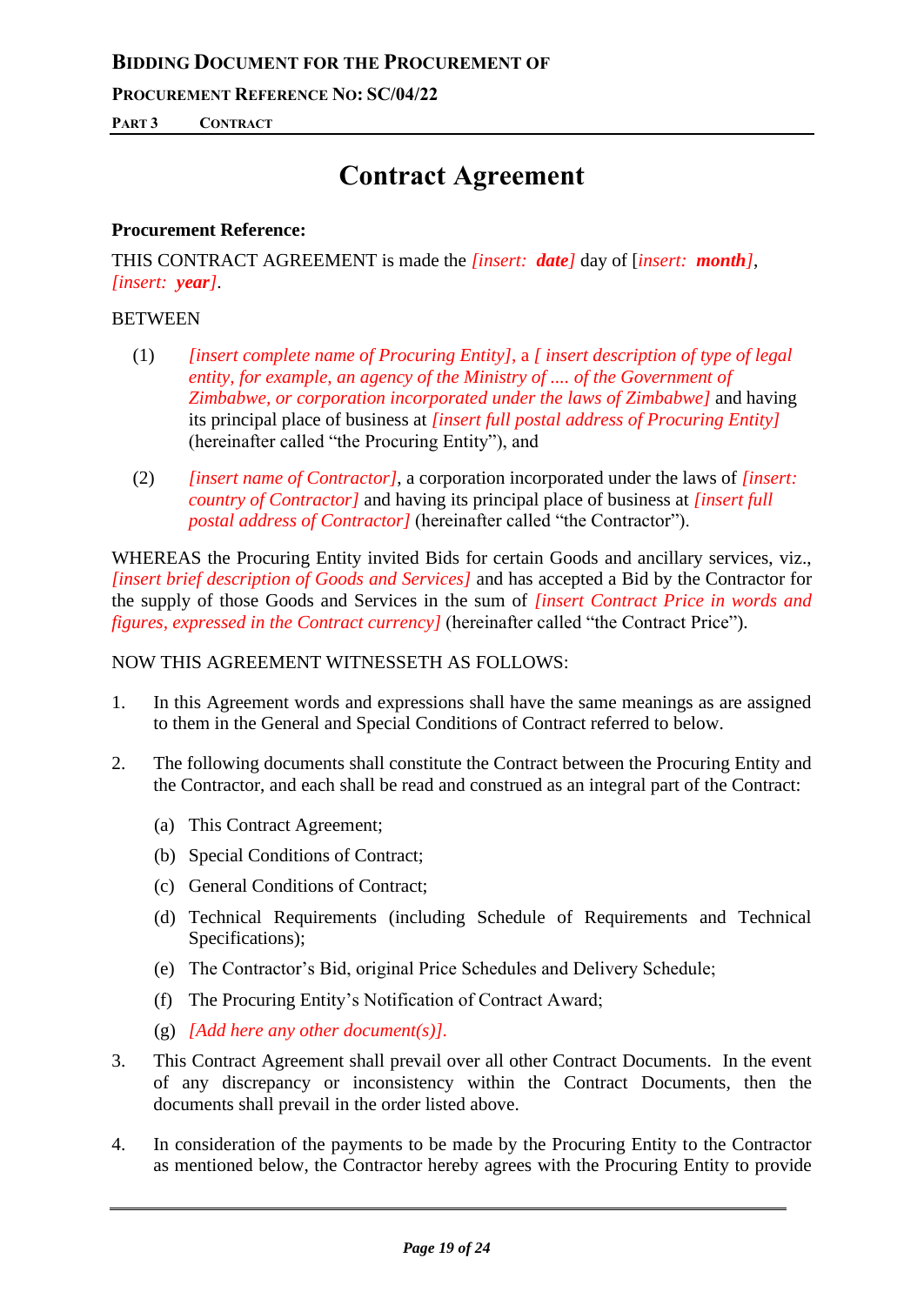# Contract Agreement

**Procurement Reference:**

THIS CONTRACT AGREEMENT is made the *[insert: **date**]* day of [*insert: **month***], *[insert: **year**]*.

BETWEEN

(1) *[insert complete name of Procuring Entity]*, a *[ insert description of type of legal entity, for example, an agency of the Ministry of .... of the Government of Zimbabwe, or corporation incorporated under the laws of Zimbabwe]* and having its principal place of business at *[insert full postal address of Procuring Entity]* (hereinafter called "the Procuring Entity"), and

(2) *[insert name of Contractor]*, a corporation incorporated under the laws of *[insert: country of Contractor]* and having its principal place of business at *[insert full postal address of Contractor]* (hereinafter called "the Contractor").

WHEREAS the Procuring Entity invited Bids for certain Goods and ancillary services, viz., *[insert brief description of Goods and Services]* and has accepted a Bid by the Contractor for the supply of those Goods and Services in the sum of *[insert Contract Price in words and figures, expressed in the Contract currency]* (hereinafter called "the Contract Price").

NOW THIS AGREEMENT WITNESSETH AS FOLLOWS:

1. In this Agreement words and expressions shall have the same meanings as are assigned to them in the General and Special Conditions of Contract referred to below.

2. The following documents shall constitute the Contract between the Procuring Entity and the Contractor, and each shall be read and construed as an integral part of the Contract:

   (a) This Contract Agreement;

   (b) Special Conditions of Contract;

   (c) General Conditions of Contract;

   (d) Technical Requirements (including Schedule of Requirements and Technical Specifications);

   (e) The Contractor's Bid, original Price Schedules and Delivery Schedule;

   (f) The Procuring Entity's Notification of Contract Award;

   (g) *[Add here any other document(s)].*

3. This Contract Agreement shall prevail over all other Contract Documents. In the event of any discrepancy or inconsistency within the Contract Documents, then the documents shall prevail in the order listed above.

4. In consideration of the payments to be made by the Procuring Entity to the Contractor as mentioned below, the Contractor hereby agrees with the Procuring Entity to provide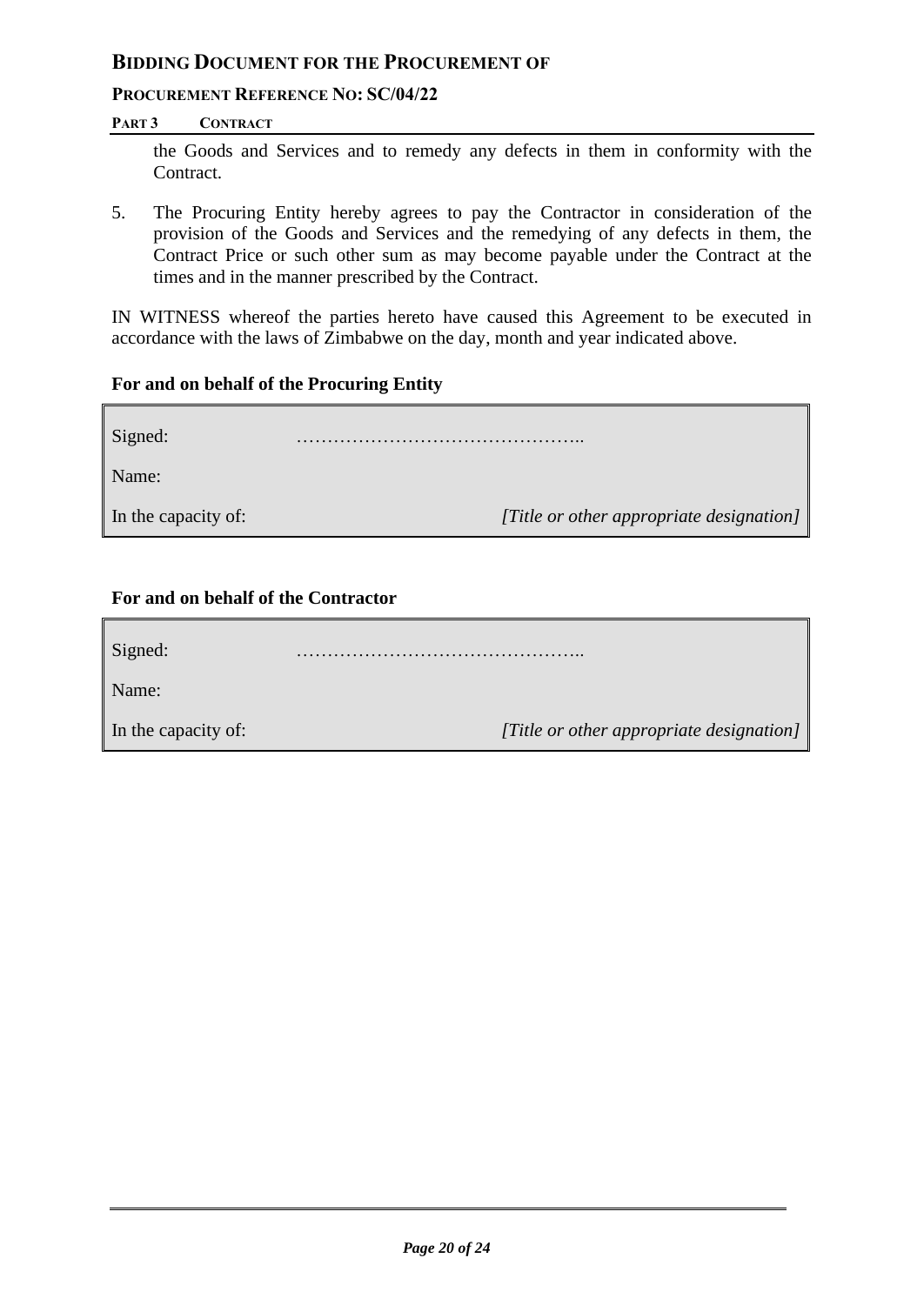the Goods and Services and to remedy any defects in them in conformity with the Contract.

5. The Procuring Entity hereby agrees to pay the Contractor in consideration of the provision of the Goods and Services and the remedying of any defects in them, the Contract Price or such other sum as may become payable under the Contract at the times and in the manner prescribed by the Contract.

IN WITNESS whereof the parties hereto have caused this Agreement to be executed in accordance with the laws of Zimbabwe on the day, month and year indicated above.

**For and on behalf of the Procuring Entity**

| | |
|---|---|
| Signed: | ……………………………………….. |
| Name: | |
| In the capacity of: | *[Title or other appropriate designation]* |

**For and on behalf of the Contractor**

| | |
|---|---|
| Signed: | ……………………………………….. |
| Name: | |
| In the capacity of: | *[Title or other appropriate designation]* |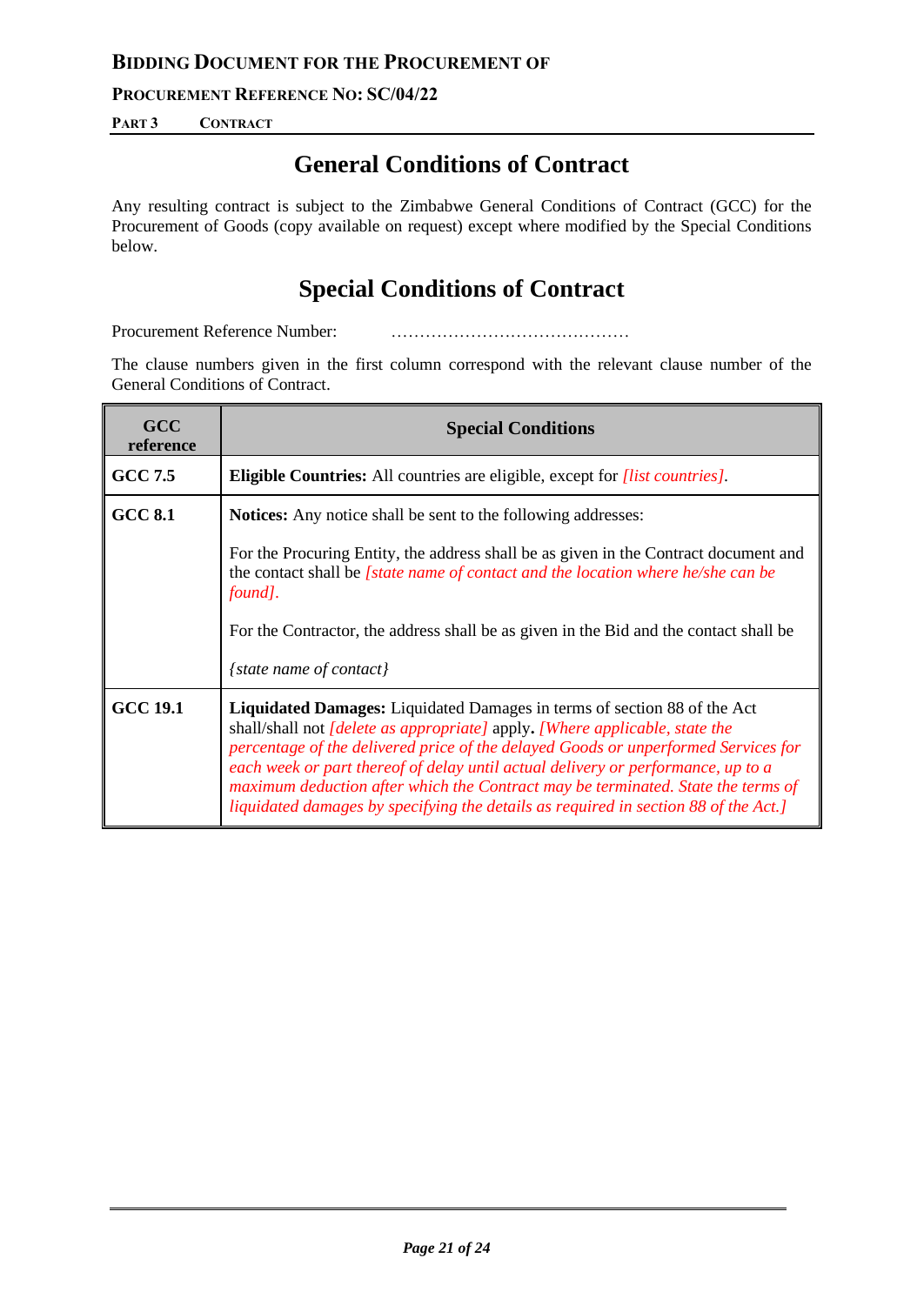# General Conditions of Contract

Any resulting contract is subject to the Zimbabwe General Conditions of Contract (GCC) for the Procurement of Goods (copy available on request) except where modified by the Special Conditions below.

# Special Conditions of Contract

Procurement Reference Number: ……………………………………

The clause numbers given in the first column correspond with the relevant clause number of the General Conditions of Contract.

| GCC reference | Special Conditions |
|---|---|
| **GCC 7.5** | **Eligible Countries:** All countries are eligible, except for *[list countries]*. |
| **GCC 8.1** | **Notices:** Any notice shall be sent to the following addresses:<br><br>For the Procuring Entity, the address shall be as given in the Contract document and the contact shall be *[state name of contact and the location where he/she can be found]*.<br><br>For the Contractor, the address shall be as given in the Bid and the contact shall be<br><br>*{state name of contact}* |
| **GCC 19.1** | **Liquidated Damages:** Liquidated Damages in terms of section 88 of the Act shall/shall not *[delete as appropriate]* apply**.** *[Where applicable, state the percentage of the delivered price of the delayed Goods or unperformed Services for each week or part thereof of delay until actual delivery or performance, up to a maximum deduction after which the Contract may be terminated. State the terms of liquidated damages by specifying the details as required in section 88 of the Act.]* |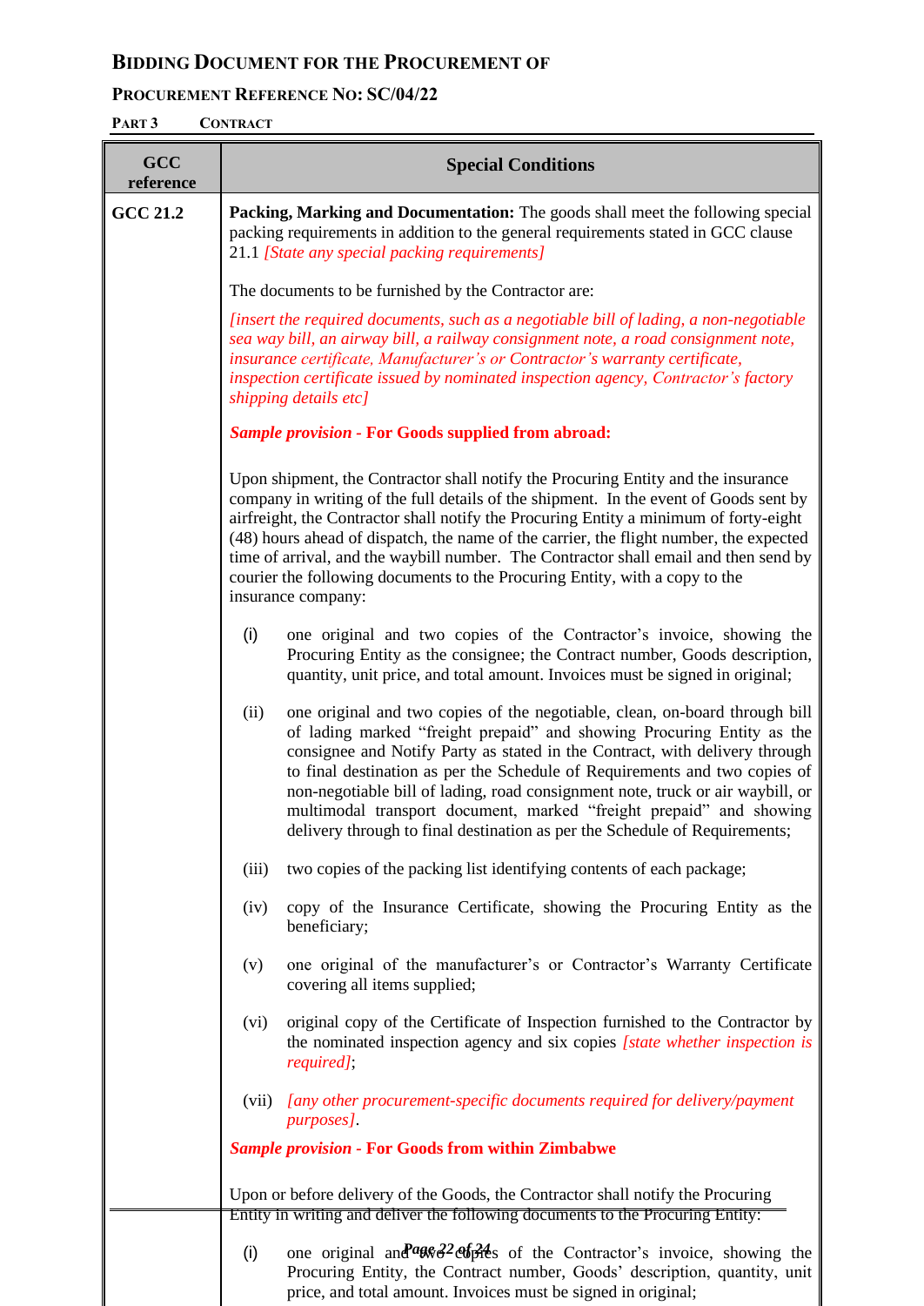# Bidding Document for the Procurement of

## Procurement Reference No: SC/04/22

**Part 3 Contract**

| GCC reference | Special Conditions |
|---|---|
| **GCC 21.2** | **Packing, Marking and Documentation:** The goods shall meet the following special packing requirements in addition to the general requirements stated in GCC clause 21.1 *[State any special packing requirements]*<br><br>The documents to be furnished by the Contractor are:<br><br>*[insert the required documents, such as a negotiable bill of lading, a non-negotiable sea way bill, an airway bill, a railway consignment note, a road consignment note, insurance certificate, Manufacturer's or Contractor's warranty certificate, inspection certificate issued by nominated inspection agency, Contractor's factory shipping details etc]*<br><br>***Sample provision* - For Goods supplied from abroad:**<br><br>Upon shipment, the Contractor shall notify the Procuring Entity and the insurance company in writing of the full details of the shipment. In the event of Goods sent by airfreight, the Contractor shall notify the Procuring Entity a minimum of forty-eight (48) hours ahead of dispatch, the name of the carrier, the flight number, the expected time of arrival, and the waybill number. The Contractor shall email and then send by courier the following documents to the Procuring Entity, with a copy to the insurance company:<br><br>(i) one original and two copies of the Contractor's invoice, showing the Procuring Entity as the consignee; the Contract number, Goods description, quantity, unit price, and total amount. Invoices must be signed in original;<br><br>(ii) one original and two copies of the negotiable, clean, on-board through bill of lading marked "freight prepaid" and showing Procuring Entity as the consignee and Notify Party as stated in the Contract, with delivery through to final destination as per the Schedule of Requirements and two copies of non-negotiable bill of lading, road consignment note, truck or air waybill, or multimodal transport document, marked "freight prepaid" and showing delivery through to final destination as per the Schedule of Requirements;<br><br>(iii) two copies of the packing list identifying contents of each package;<br><br>(iv) copy of the Insurance Certificate, showing the Procuring Entity as the beneficiary;<br><br>(v) one original of the manufacturer's or Contractor's Warranty Certificate covering all items supplied;<br><br>(vi) original copy of the Certificate of Inspection furnished to the Contractor by the nominated inspection agency and six copies *[state whether inspection is required]*;<br><br>(vii) *[any other procurement-specific documents required for delivery/payment purposes]*.<br><br>***Sample provision* - For Goods from within Zimbabwe**<br><br>Upon or before delivery of the Goods, the Contractor shall notify the Procuring Entity in writing and deliver the following documents to the Procuring Entity:<br><br>(i) one original and two copies of the Contractor's invoice, showing the Procuring Entity, the Contract number, Goods' description, quantity, unit price, and total amount. Invoices must be signed in original; |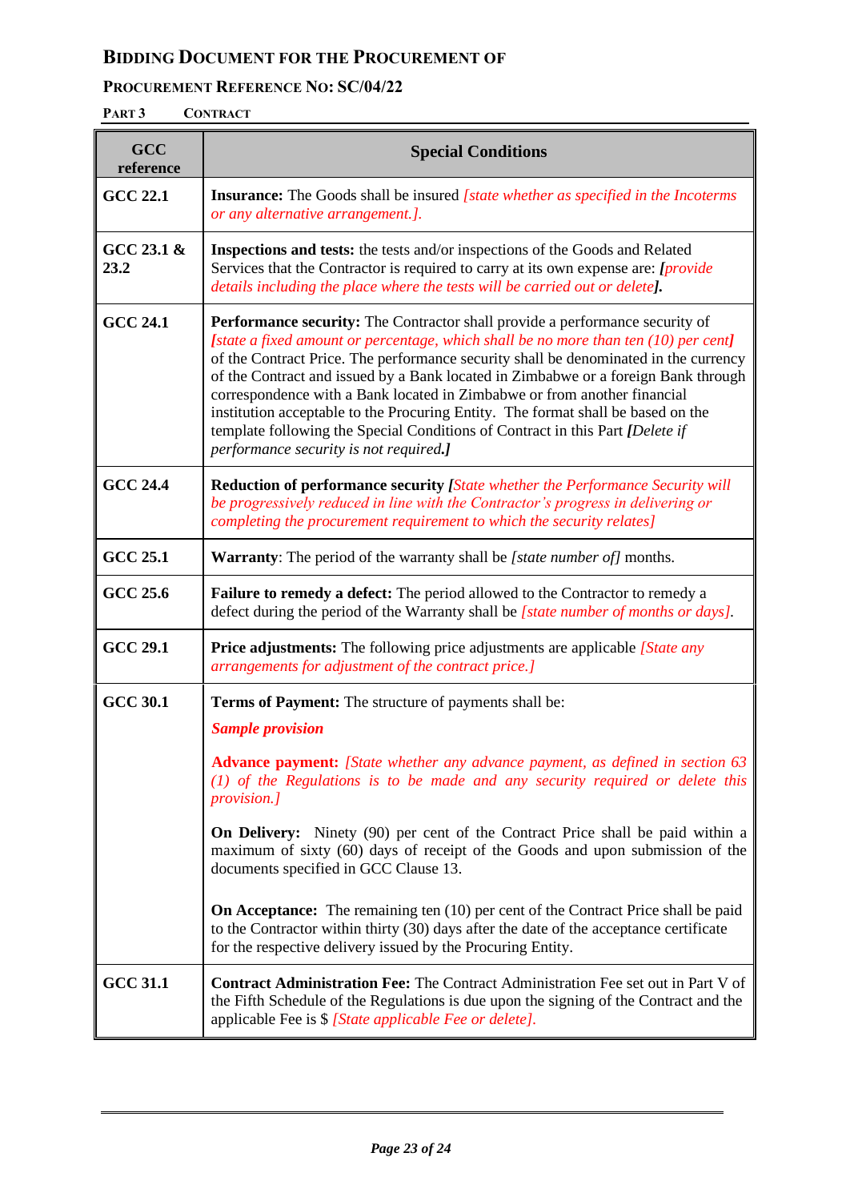| GCC reference | Special Conditions |
|---|---|
| **GCC 22.1** | **Insurance:** The Goods shall be insured *[state whether as specified in the Incoterms or any alternative arrangement.].* |
| **GCC 23.1 & 23.2** | **Inspections and tests:** the tests and/or inspections of the Goods and Related Services that the Contractor is required to carry at its own expense are: ***[****provide details including the place where the tests will be carried out or delete****].*** |
| **GCC 24.1** | **Performance security:** The Contractor shall provide a performance security of *[state a fixed amount or percentage, which shall be no more than ten (10) per cent]* of the Contract Price. The performance security shall be denominated in the currency of the Contract and issued by a Bank located in Zimbabwe or a foreign Bank through correspondence with a Bank located in Zimbabwe or from another financial institution acceptable to the Procuring Entity. The format shall be based on the template following the Special Conditions of Contract in this Part ***[****Delete if performance security is not required****.]*** |
| **GCC 24.4** | **Reduction of performance security** *[State whether the Performance Security will be progressively reduced in line with the Contractor's progress in delivering or completing the procurement requirement to which the security relates]* |
| **GCC 25.1** | **Warranty**: The period of the warranty shall be *[state number of]* months. |
| **GCC 25.6** | **Failure to remedy a defect:** The period allowed to the Contractor to remedy a defect during the period of the Warranty shall be *[state number of months or days]*. |
| **GCC 29.1** | **Price adjustments:** The following price adjustments are applicable *[State any arrangements for adjustment of the contract price.]* |
| **GCC 30.1** | **Terms of Payment:** The structure of payments shall be:<br><br>***Sample provision***<br><br>**Advance payment:** *[State whether any advance payment, as defined in section 63 (1) of the Regulations is to be made and any security required or delete this provision.]*<br><br>**On Delivery:** Ninety (90) per cent of the Contract Price shall be paid within a maximum of sixty (60) days of receipt of the Goods and upon submission of the documents specified in GCC Clause 13.<br><br>**On Acceptance:** The remaining ten (10) per cent of the Contract Price shall be paid to the Contractor within thirty (30) days after the date of the acceptance certificate for the respective delivery issued by the Procuring Entity. |
| **GCC 31.1** | **Contract Administration Fee:** The Contract Administration Fee set out in Part V of the Fifth Schedule of the Regulations is due upon the signing of the Contract and the applicable Fee is $ *[State applicable Fee or delete]*. |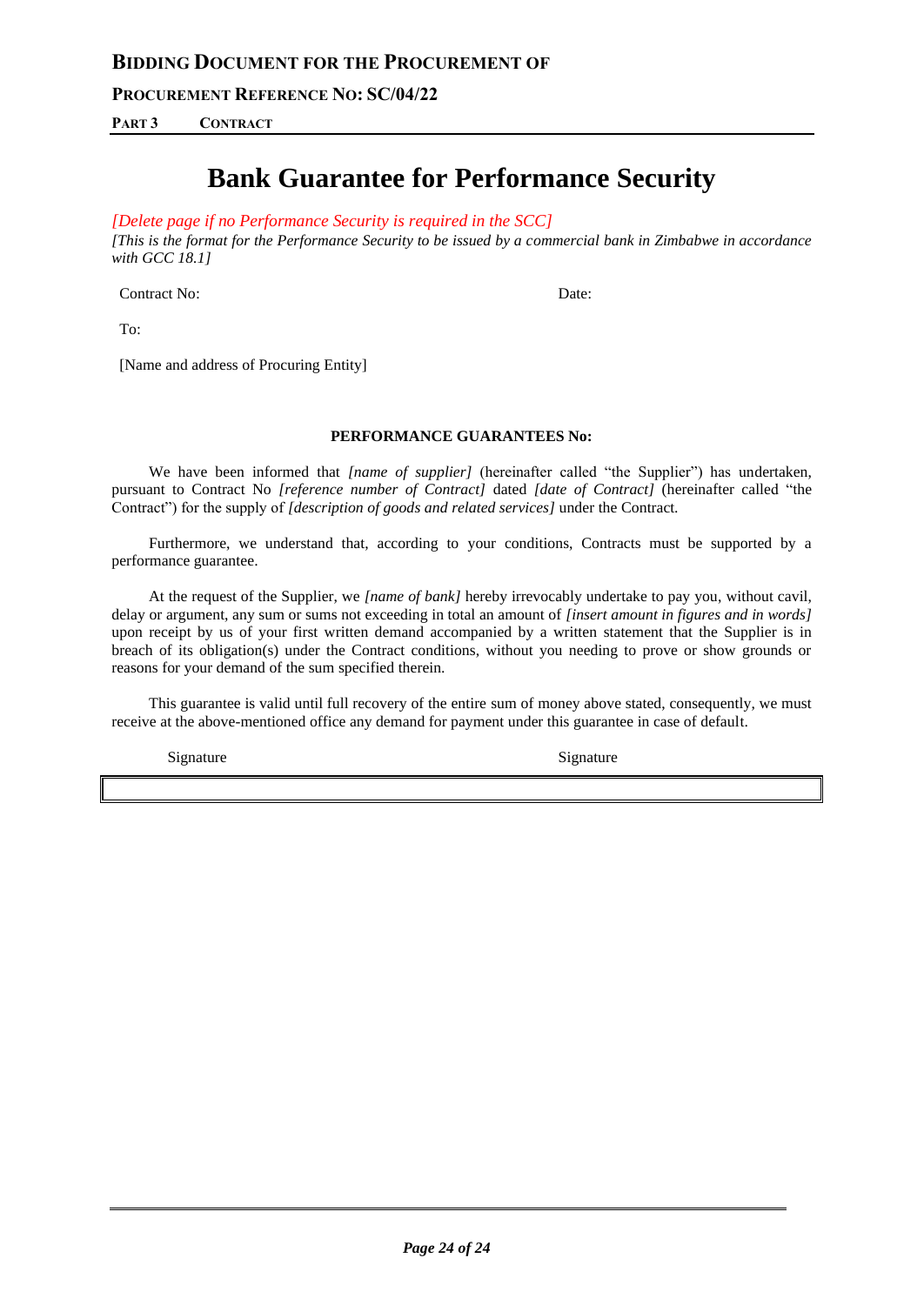# Bank Guarantee for Performance Security

*[Delete page if no Performance Security is required in the SCC]*

*[This is the format for the Performance Security to be issued by a commercial bank in Zimbabwe in accordance with GCC 18.1]*

Contract No: Date:

To:

[Name and address of Procuring Entity]

**PERFORMANCE GUARANTEES No:**

We have been informed that *[name of supplier]* (hereinafter called "the Supplier") has undertaken, pursuant to Contract No *[reference number of Contract]* dated *[date of Contract]* (hereinafter called "the Contract") for the supply of *[description of goods and related services]* under the Contract.

Furthermore, we understand that, according to your conditions, Contracts must be supported by a performance guarantee.

At the request of the Supplier, we *[name of bank]* hereby irrevocably undertake to pay you, without cavil, delay or argument, any sum or sums not exceeding in total an amount of *[insert amount in figures and in words]* upon receipt by us of your first written demand accompanied by a written statement that the Supplier is in breach of its obligation(s) under the Contract conditions, without you needing to prove or show grounds or reasons for your demand of the sum specified therein.

This guarantee is valid until full recovery of the entire sum of money above stated, consequently, we must receive at the above-mentioned office any demand for payment under this guarantee in case of default.

Signature Signature